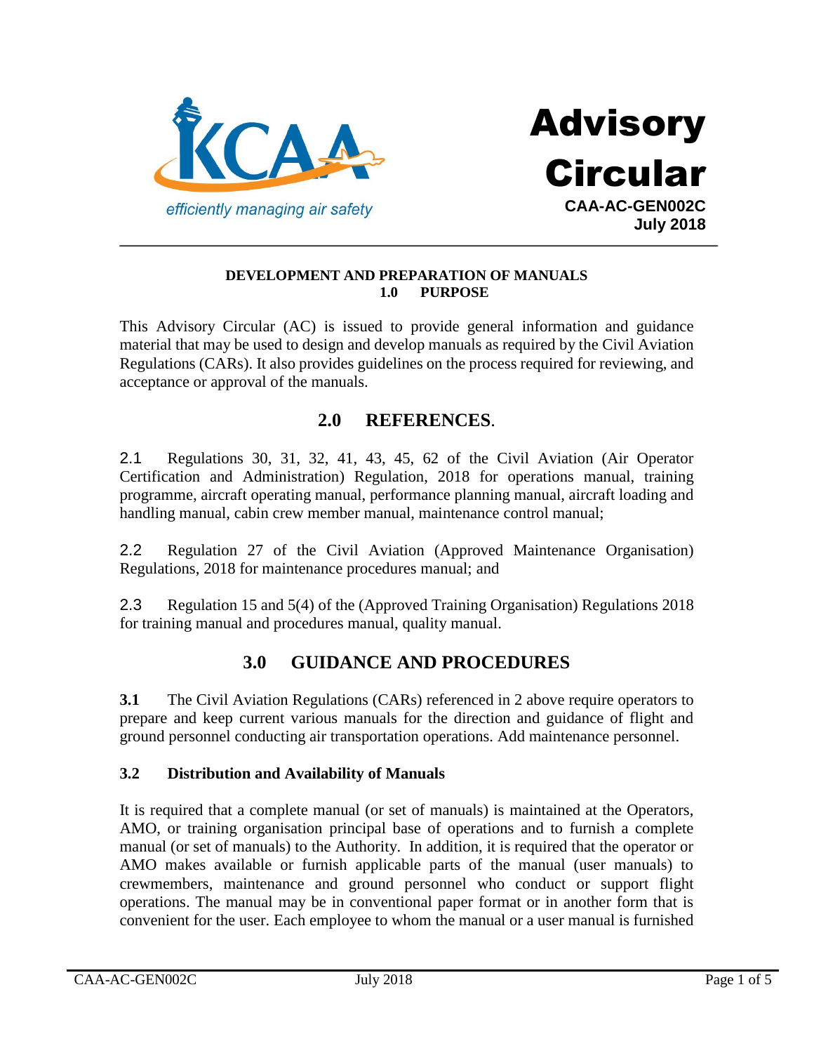KCAA

*efficiently managing air safety*

# Advisory Circular

**CAA-AC-GEN002C**
**July 2018**

**DEVELOPMENT AND PREPARATION OF MANUALS**

## 1.0 PURPOSE

This Advisory Circular (AC) is issued to provide general information and guidance material that may be used to design and develop manuals as required by the Civil Aviation Regulations (CARs). It also provides guidelines on the process required for reviewing, and acceptance or approval of the manuals.

## 2.0 REFERENCES.

2.1 Regulations 30, 31, 32, 41, 43, 45, 62 of the Civil Aviation (Air Operator Certification and Administration) Regulation, 2018 for operations manual, training programme, aircraft operating manual, performance planning manual, aircraft loading and handling manual, cabin crew member manual, maintenance control manual;

2.2 Regulation 27 of the Civil Aviation (Approved Maintenance Organisation) Regulations, 2018 for maintenance procedures manual; and

2.3 Regulation 15 and 5(4) of the (Approved Training Organisation) Regulations 2018 for training manual and procedures manual, quality manual.

## 3.0 GUIDANCE AND PROCEDURES

**3.1** The Civil Aviation Regulations (CARs) referenced in 2 above require operators to prepare and keep current various manuals for the direction and guidance of flight and ground personnel conducting air transportation operations. Add maintenance personnel.

### 3.2 Distribution and Availability of Manuals

It is required that a complete manual (or set of manuals) is maintained at the Operators, AMO, or training organisation principal base of operations and to furnish a complete manual (or set of manuals) to the Authority. In addition, it is required that the operator or AMO makes available or furnish applicable parts of the manual (user manuals) to crewmembers, maintenance and ground personnel who conduct or support flight operations. The manual may be in conventional paper format or in another form that is convenient for the user. Each employee to whom the manual or a user manual is furnished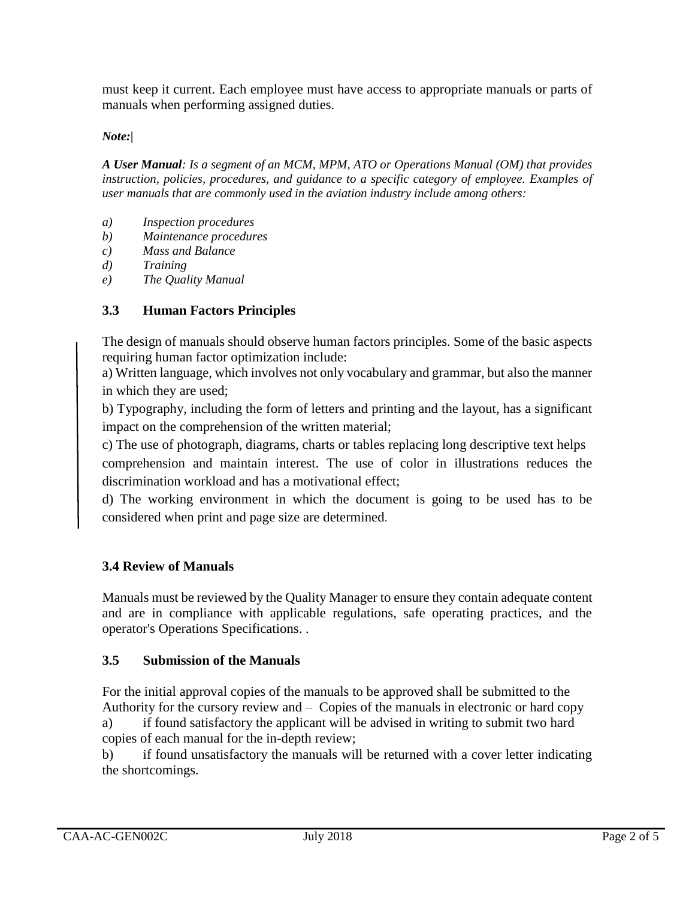must keep it current. Each employee must have access to appropriate manuals or parts of manuals when performing assigned duties.

***Note:|***

***A User Manual****: Is a segment of an MCM, MPM, ATO or Operations Manual (OM) that provides instruction, policies, procedures, and guidance to a specific category of employee. Examples of user manuals that are commonly used in the aviation industry include among others:*

*a) Inspection procedures*
*b) Maintenance procedures*
*c) Mass and Balance*
*d) Training*
*e) The Quality Manual*

### 3.3 Human Factors Principles

The design of manuals should observe human factors principles. Some of the basic aspects requiring human factor optimization include:

a) Written language, which involves not only vocabulary and grammar, but also the manner in which they are used;

b) Typography, including the form of letters and printing and the layout, has a significant impact on the comprehension of the written material;

c) The use of photograph, diagrams, charts or tables replacing long descriptive text helps comprehension and maintain interest. The use of color in illustrations reduces the discrimination workload and has a motivational effect;

d) The working environment in which the document is going to be used has to be considered when print and page size are determined.

### 3.4 Review of Manuals

Manuals must be reviewed by the Quality Manager to ensure they contain adequate content and are in compliance with applicable regulations, safe operating practices, and the operator's Operations Specifications. .

### 3.5 Submission of the Manuals

For the initial approval copies of the manuals to be approved shall be submitted to the Authority for the cursory review and – Copies of the manuals in electronic or hard copy

a) if found satisfactory the applicant will be advised in writing to submit two hard copies of each manual for the in-depth review;

b) if found unsatisfactory the manuals will be returned with a cover letter indicating the shortcomings.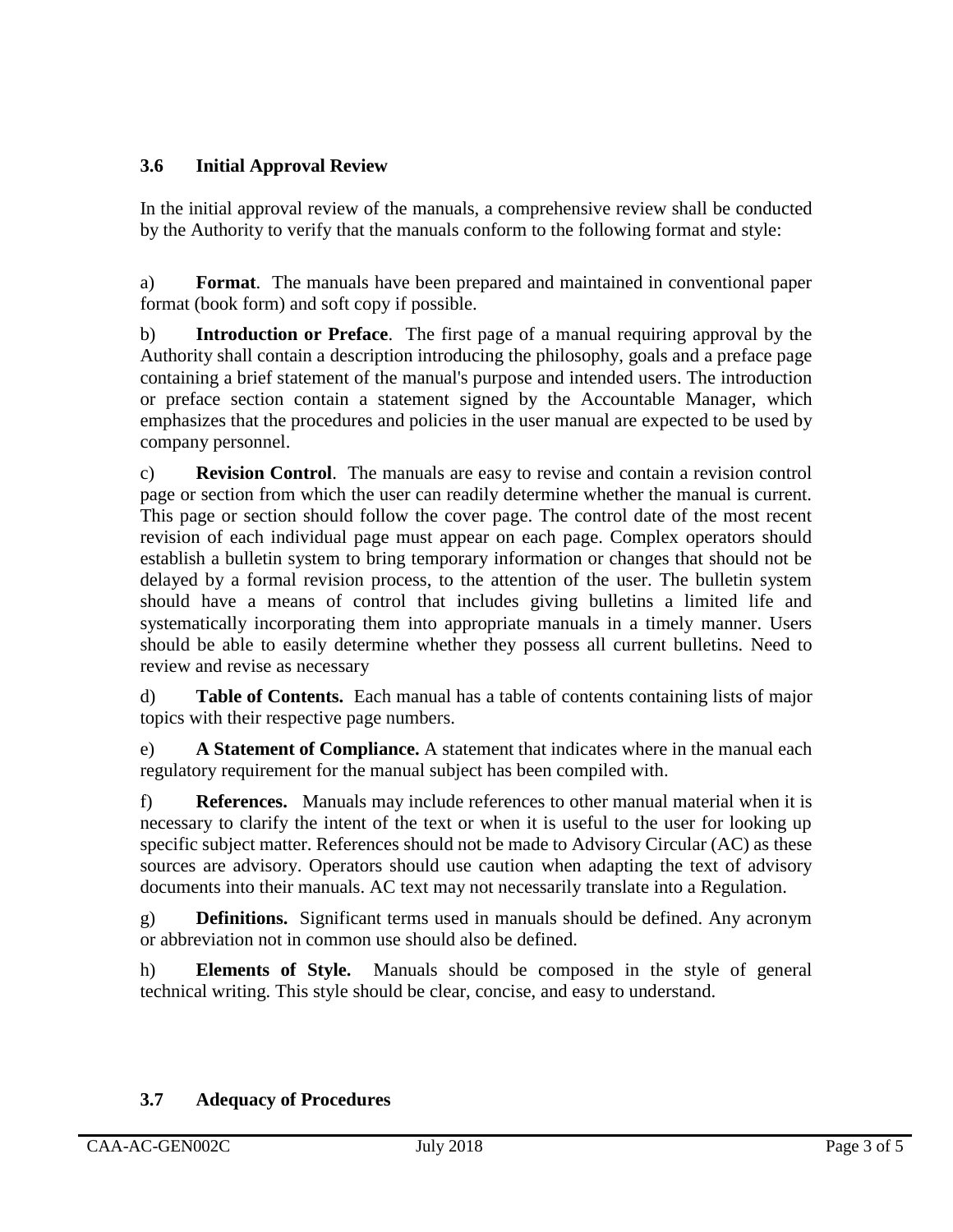### 3.6 Initial Approval Review

In the initial approval review of the manuals, a comprehensive review shall be conducted by the Authority to verify that the manuals conform to the following format and style:

a) **Format**. The manuals have been prepared and maintained in conventional paper format (book form) and soft copy if possible.

b) **Introduction or Preface**. The first page of a manual requiring approval by the Authority shall contain a description introducing the philosophy, goals and a preface page containing a brief statement of the manual's purpose and intended users. The introduction or preface section contain a statement signed by the Accountable Manager, which emphasizes that the procedures and policies in the user manual are expected to be used by company personnel.

c) **Revision Control**. The manuals are easy to revise and contain a revision control page or section from which the user can readily determine whether the manual is current. This page or section should follow the cover page. The control date of the most recent revision of each individual page must appear on each page. Complex operators should establish a bulletin system to bring temporary information or changes that should not be delayed by a formal revision process, to the attention of the user. The bulletin system should have a means of control that includes giving bulletins a limited life and systematically incorporating them into appropriate manuals in a timely manner. Users should be able to easily determine whether they possess all current bulletins. Need to review and revise as necessary

d) **Table of Contents.** Each manual has a table of contents containing lists of major topics with their respective page numbers.

e) **A Statement of Compliance.** A statement that indicates where in the manual each regulatory requirement for the manual subject has been compiled with.

f) **References.** Manuals may include references to other manual material when it is necessary to clarify the intent of the text or when it is useful to the user for looking up specific subject matter. References should not be made to Advisory Circular (AC) as these sources are advisory. Operators should use caution when adapting the text of advisory documents into their manuals. AC text may not necessarily translate into a Regulation.

g) **Definitions.** Significant terms used in manuals should be defined. Any acronym or abbreviation not in common use should also be defined.

h) **Elements of Style.** Manuals should be composed in the style of general technical writing. This style should be clear, concise, and easy to understand.

### 3.7 Adequacy of Procedures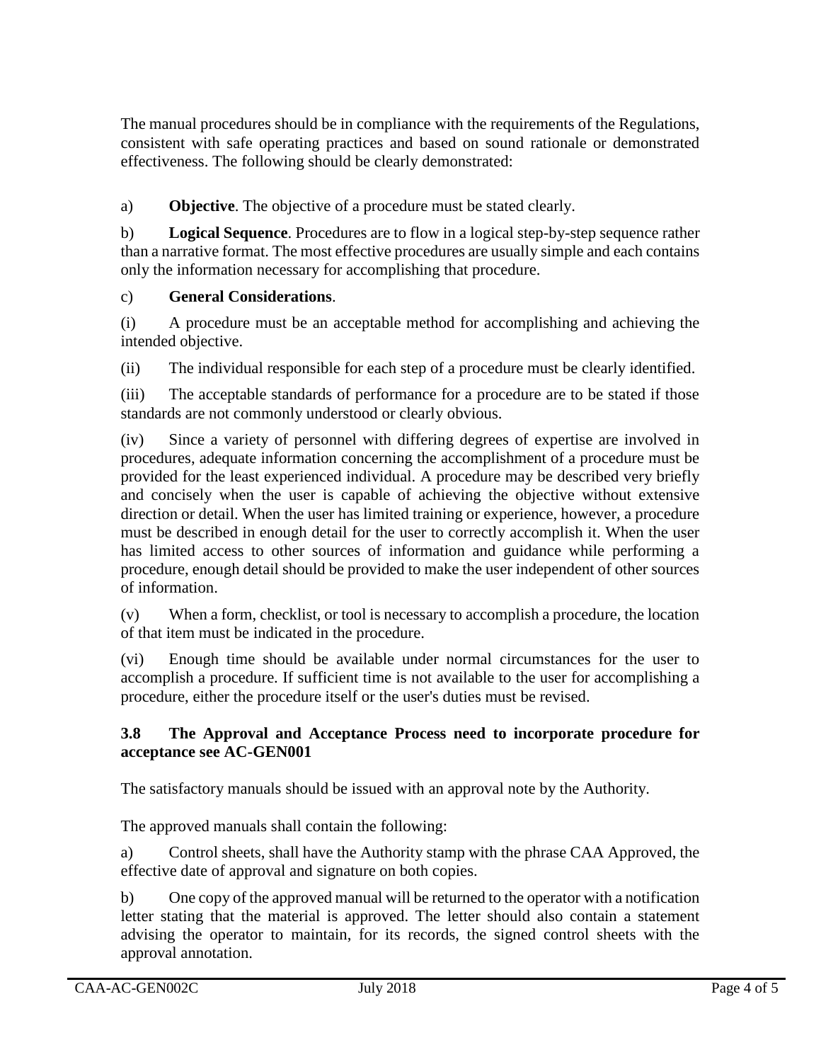The manual procedures should be in compliance with the requirements of the Regulations, consistent with safe operating practices and based on sound rationale or demonstrated effectiveness. The following should be clearly demonstrated:

a) **Objective**. The objective of a procedure must be stated clearly.

b) **Logical Sequence**. Procedures are to flow in a logical step-by-step sequence rather than a narrative format. The most effective procedures are usually simple and each contains only the information necessary for accomplishing that procedure.

c) **General Considerations**.

(i) A procedure must be an acceptable method for accomplishing and achieving the intended objective.

(ii) The individual responsible for each step of a procedure must be clearly identified.

(iii) The acceptable standards of performance for a procedure are to be stated if those standards are not commonly understood or clearly obvious.

(iv) Since a variety of personnel with differing degrees of expertise are involved in procedures, adequate information concerning the accomplishment of a procedure must be provided for the least experienced individual. A procedure may be described very briefly and concisely when the user is capable of achieving the objective without extensive direction or detail. When the user has limited training or experience, however, a procedure must be described in enough detail for the user to correctly accomplish it. When the user has limited access to other sources of information and guidance while performing a procedure, enough detail should be provided to make the user independent of other sources of information.

(v) When a form, checklist, or tool is necessary to accomplish a procedure, the location of that item must be indicated in the procedure.

(vi) Enough time should be available under normal circumstances for the user to accomplish a procedure. If sufficient time is not available to the user for accomplishing a procedure, either the procedure itself or the user's duties must be revised.

### 3.8 The Approval and Acceptance Process need to incorporate procedure for acceptance see AC-GEN001

The satisfactory manuals should be issued with an approval note by the Authority.

The approved manuals shall contain the following:

a) Control sheets, shall have the Authority stamp with the phrase CAA Approved, the effective date of approval and signature on both copies.

b) One copy of the approved manual will be returned to the operator with a notification letter stating that the material is approved. The letter should also contain a statement advising the operator to maintain, for its records, the signed control sheets with the approval annotation.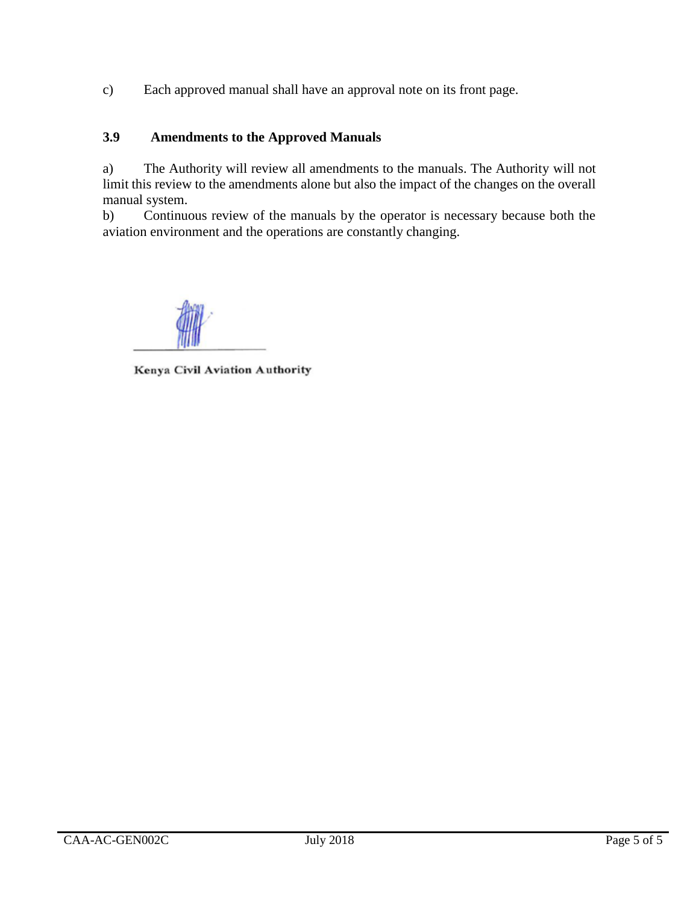c) Each approved manual shall have an approval note on its front page.

### 3.9 Amendments to the Approved Manuals

a) The Authority will review all amendments to the manuals. The Authority will not limit this review to the amendments alone but also the impact of the changes on the overall manual system.

b) Continuous review of the manuals by the operator is necessary because both the aviation environment and the operations are constantly changing.

**Kenya Civil Aviation Authority**